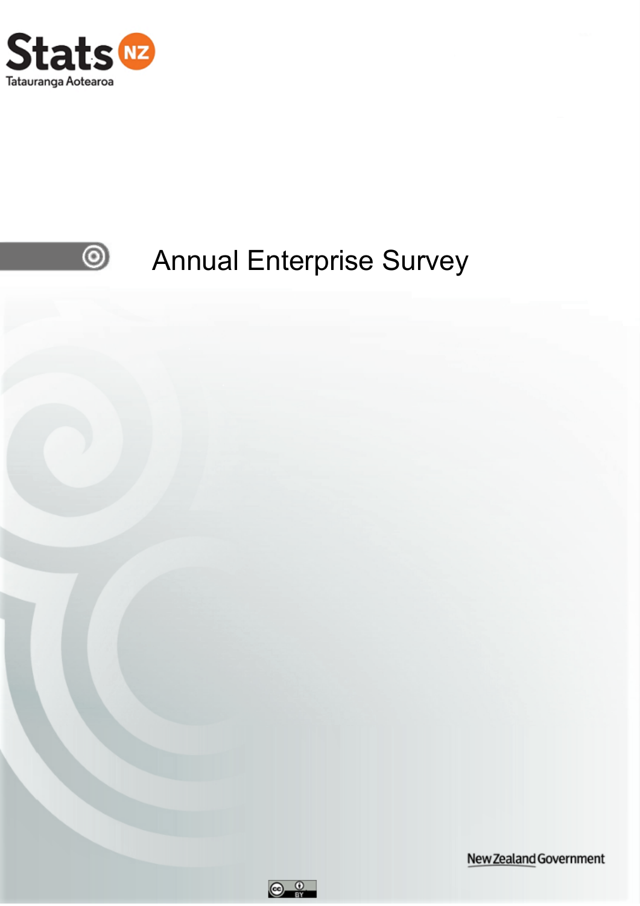Stats NZ

Tatauranga Aotearoa

# Annual Enterprise Survey

New Zealand Government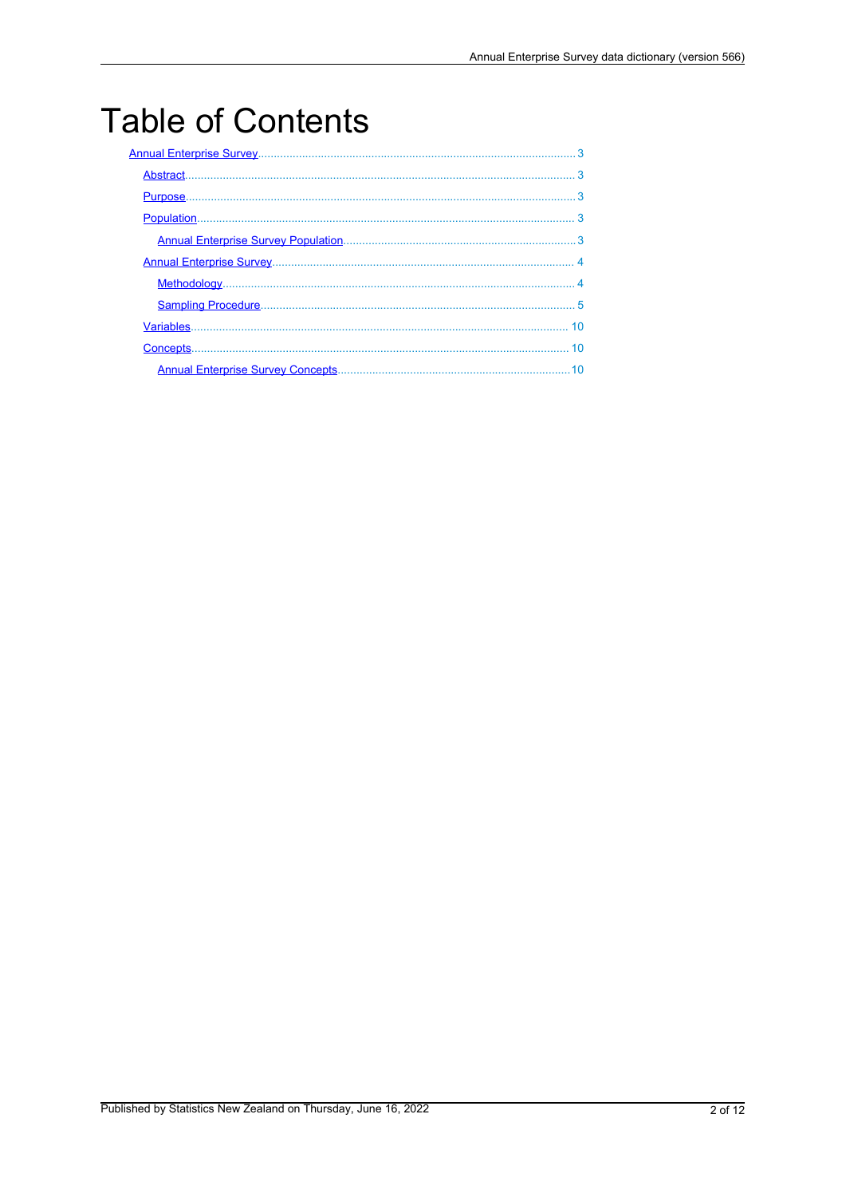# Table of Contents

- Annual Enterprise Survey ... 3
  - Abstract ... 3
  - Purpose ... 3
  - Population ... 3
    - Annual Enterprise Survey Population ... 3
  - Annual Enterprise Survey ... 4
    - Methodology ... 4
    - Sampling Procedure ... 5
  - Variables ... 10
  - Concepts ... 10
    - Annual Enterprise Survey Concepts ... 10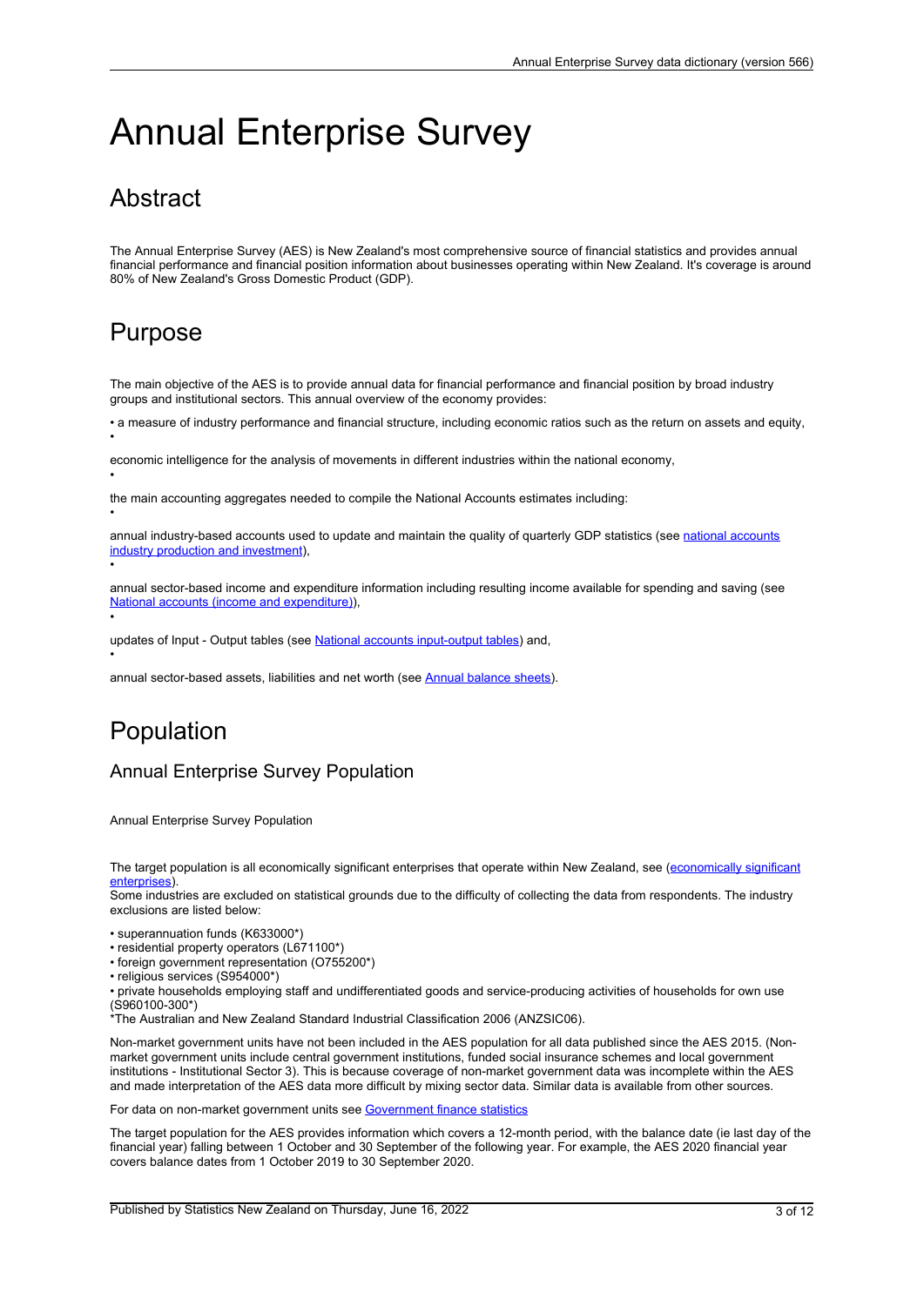# Annual Enterprise Survey

## Abstract

The Annual Enterprise Survey (AES) is New Zealand's most comprehensive source of financial statistics and provides annual financial performance and financial position information about businesses operating within New Zealand. It's coverage is around 80% of New Zealand's Gross Domestic Product (GDP).

## Purpose

The main objective of the AES is to provide annual data for financial performance and financial position by broad industry groups and institutional sectors. This annual overview of the economy provides:

- a measure of industry performance and financial structure, including economic ratios such as the return on assets and equity,
- economic intelligence for the analysis of movements in different industries within the national economy,
- the main accounting aggregates needed to compile the National Accounts estimates including:
- annual industry-based accounts used to update and maintain the quality of quarterly GDP statistics (see [national accounts industry production and investment]()),
- annual sector-based income and expenditure information including resulting income available for spending and saving (see [National accounts (income and expenditure)]()),
- updates of Input - Output tables (see [National accounts input-output tables]()) and,
- annual sector-based assets, liabilities and net worth (see [Annual balance sheets]()).

## Population

### Annual Enterprise Survey Population

Annual Enterprise Survey Population

The target population is all economically significant enterprises that operate within New Zealand, see ([economically significant enterprises]()).
Some industries are excluded on statistical grounds due to the difficulty of collecting the data from respondents. The industry exclusions are listed below:

- superannuation funds (K633000*)
- residential property operators (L671100*)
- foreign government representation (O755200*)
- religious services (S954000*)
- private households employing staff and undifferentiated goods and service-producing activities of households for own use (S960100-300*)

*The Australian and New Zealand Standard Industrial Classification 2006 (ANZSIC06).

Non-market government units have not been included in the AES population for all data published since the AES 2015. (Non-market government units include central government institutions, funded social insurance schemes and local government institutions - Institutional Sector 3). This is because coverage of non-market government data was incomplete within the AES and made interpretation of the AES data more difficult by mixing sector data. Similar data is available from other sources.

For data on non-market government units see [Government finance statistics]()

The target population for the AES provides information which covers a 12-month period, with the balance date (ie last day of the financial year) falling between 1 October and 30 September of the following year. For example, the AES 2020 financial year covers balance dates from 1 October 2019 to 30 September 2020.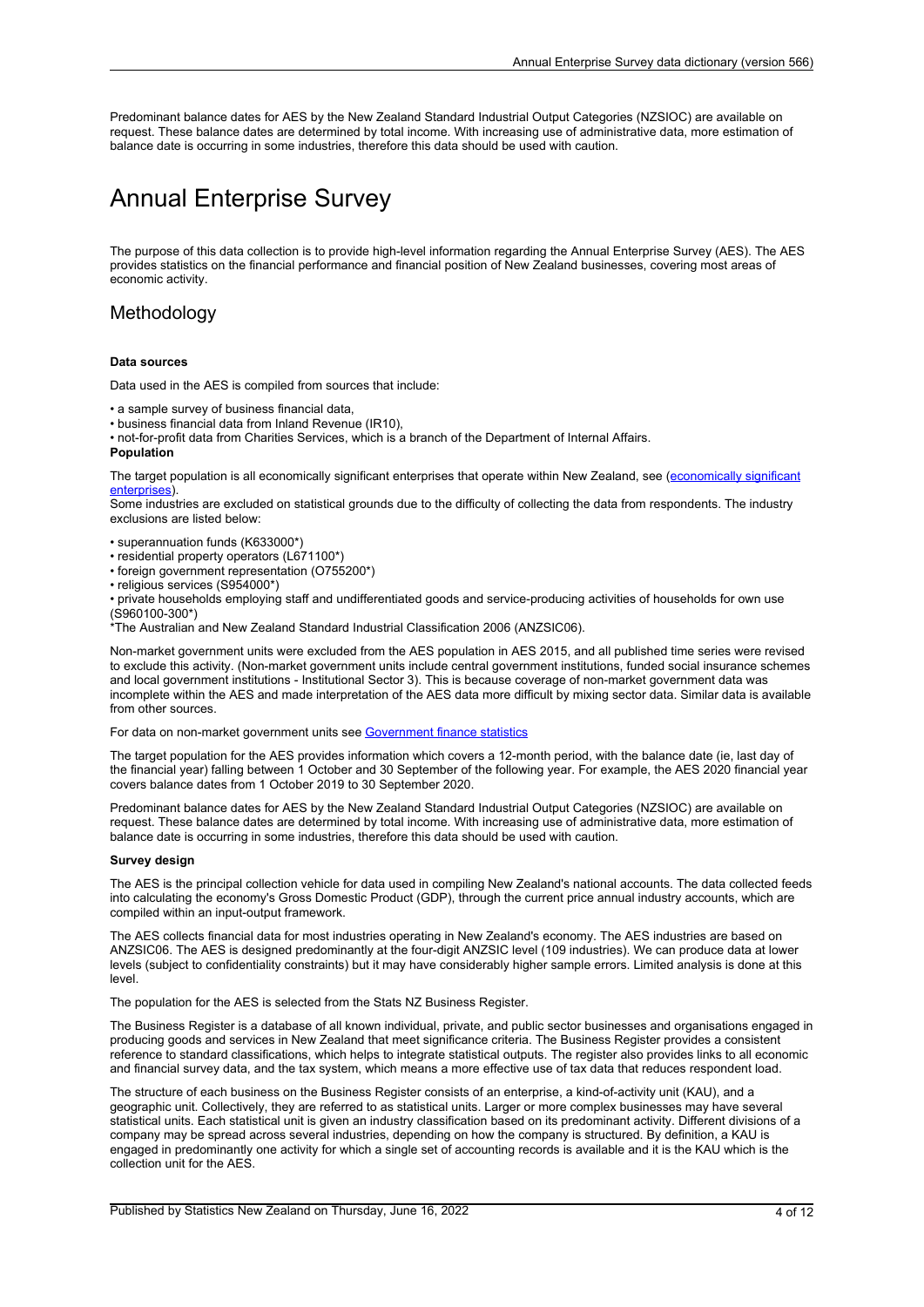Predominant balance dates for AES by the New Zealand Standard Industrial Output Categories (NZSIOC) are available on request. These balance dates are determined by total income. With increasing use of administrative data, more estimation of balance date is occurring in some industries, therefore this data should be used with caution.

# Annual Enterprise Survey

The purpose of this data collection is to provide high-level information regarding the Annual Enterprise Survey (AES). The AES provides statistics on the financial performance and financial position of New Zealand businesses, covering most areas of economic activity.

## Methodology

**Data sources**

Data used in the AES is compiled from sources that include:

- a sample survey of business financial data,
- business financial data from Inland Revenue (IR10),
- not-for-profit data from Charities Services, which is a branch of the Department of Internal Affairs.

**Population**

The target population is all economically significant enterprises that operate within New Zealand, see (economically significant enterprises).

Some industries are excluded on statistical grounds due to the difficulty of collecting the data from respondents. The industry exclusions are listed below:

- superannuation funds (K633000*)
- residential property operators (L671100*)
- foreign government representation (O755200*)
- religious services (S954000*)
- private households employing staff and undifferentiated goods and service-producing activities of households for own use (S960100-300*)

*The Australian and New Zealand Standard Industrial Classification 2006 (ANZSIC06).

Non-market government units were excluded from the AES population in AES 2015, and all published time series were revised to exclude this activity. (Non-market government units include central government institutions, funded social insurance schemes and local government institutions - Institutional Sector 3). This is because coverage of non-market government data was incomplete within the AES and made interpretation of the AES data more difficult by mixing sector data. Similar data is available from other sources.

For data on non-market government units see Government finance statistics

The target population for the AES provides information which covers a 12-month period, with the balance date (ie, last day of the financial year) falling between 1 October and 30 September of the following year. For example, the AES 2020 financial year covers balance dates from 1 October 2019 to 30 September 2020.

Predominant balance dates for AES by the New Zealand Standard Industrial Output Categories (NZSIOC) are available on request. These balance dates are determined by total income. With increasing use of administrative data, more estimation of balance date is occurring in some industries, therefore this data should be used with caution.

**Survey design**

The AES is the principal collection vehicle for data used in compiling New Zealand's national accounts. The data collected feeds into calculating the economy's Gross Domestic Product (GDP), through the current price annual industry accounts, which are compiled within an input-output framework.

The AES collects financial data for most industries operating in New Zealand's economy. The AES industries are based on ANZSIC06. The AES is designed predominantly at the four-digit ANZSIC level (109 industries). We can produce data at lower levels (subject to confidentiality constraints) but it may have considerably higher sample errors. Limited analysis is done at this level.

The population for the AES is selected from the Stats NZ Business Register.

The Business Register is a database of all known individual, private, and public sector businesses and organisations engaged in producing goods and services in New Zealand that meet significance criteria. The Business Register provides a consistent reference to standard classifications, which helps to integrate statistical outputs. The register also provides links to all economic and financial survey data, and the tax system, which means a more effective use of tax data that reduces respondent load.

The structure of each business on the Business Register consists of an enterprise, a kind-of-activity unit (KAU), and a geographic unit. Collectively, they are referred to as statistical units. Larger or more complex businesses may have several statistical units. Each statistical unit is given an industry classification based on its predominant activity. Different divisions of a company may be spread across several industries, depending on how the company is structured. By definition, a KAU is engaged in predominantly one activity for which a single set of accounting records is available and it is the KAU which is the collection unit for the AES.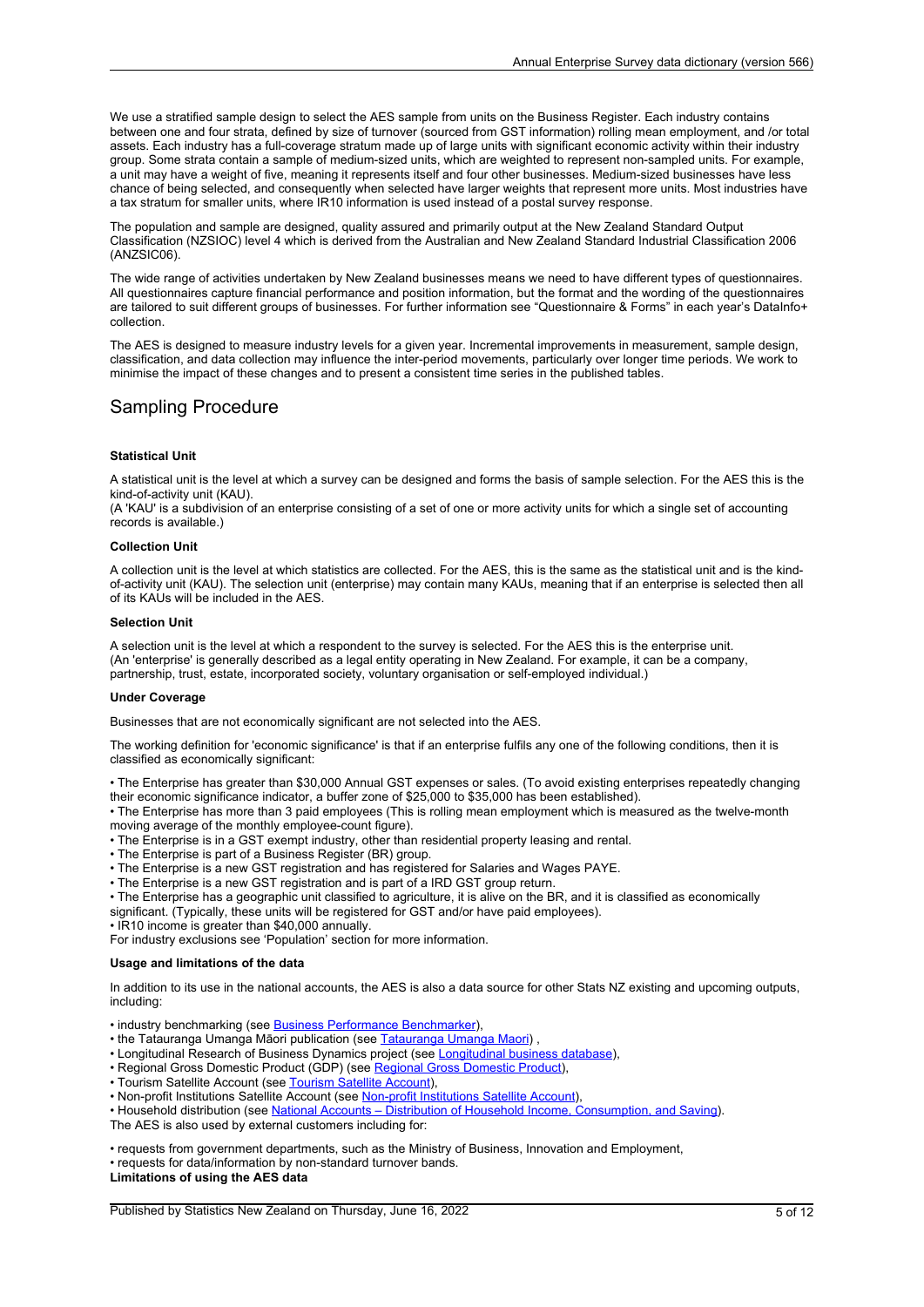We use a stratified sample design to select the AES sample from units on the Business Register. Each industry contains between one and four strata, defined by size of turnover (sourced from GST information) rolling mean employment, and /or total assets. Each industry has a full-coverage stratum made up of large units with significant economic activity within their industry group. Some strata contain a sample of medium-sized units, which are weighted to represent non-sampled units. For example, a unit may have a weight of five, meaning it represents itself and four other businesses. Medium-sized businesses have less chance of being selected, and consequently when selected have larger weights that represent more units. Most industries have a tax stratum for smaller units, where IR10 information is used instead of a postal survey response.

The population and sample are designed, quality assured and primarily output at the New Zealand Standard Output Classification (NZSIOC) level 4 which is derived from the Australian and New Zealand Standard Industrial Classification 2006 (ANZSIC06).

The wide range of activities undertaken by New Zealand businesses means we need to have different types of questionnaires. All questionnaires capture financial performance and position information, but the format and the wording of the questionnaires are tailored to suit different groups of businesses. For further information see "Questionnaire & Forms" in each year's DataInfo+ collection.

The AES is designed to measure industry levels for a given year. Incremental improvements in measurement, sample design, classification, and data collection may influence the inter-period movements, particularly over longer time periods. We work to minimise the impact of these changes and to present a consistent time series in the published tables.

## Sampling Procedure

**Statistical Unit**

A statistical unit is the level at which a survey can be designed and forms the basis of sample selection. For the AES this is the kind-of-activity unit (KAU).
(A 'KAU' is a subdivision of an enterprise consisting of a set of one or more activity units for which a single set of accounting records is available.)

**Collection Unit**

A collection unit is the level at which statistics are collected. For the AES, this is the same as the statistical unit and is the kind-of-activity unit (KAU). The selection unit (enterprise) may contain many KAUs, meaning that if an enterprise is selected then all of its KAUs will be included in the AES.

**Selection Unit**

A selection unit is the level at which a respondent to the survey is selected. For the AES this is the enterprise unit.
(An 'enterprise' is generally described as a legal entity operating in New Zealand. For example, it can be a company, partnership, trust, estate, incorporated society, voluntary organisation or self-employed individual.)

**Under Coverage**

Businesses that are not economically significant are not selected into the AES.

The working definition for 'economic significance' is that if an enterprise fulfils any one of the following conditions, then it is classified as economically significant:

- The Enterprise has greater than $30,000 Annual GST expenses or sales. (To avoid existing enterprises repeatedly changing their economic significance indicator, a buffer zone of $25,000 to $35,000 has been established).
- The Enterprise has more than 3 paid employees (This is rolling mean employment which is measured as the twelve-month moving average of the monthly employee-count figure).
- The Enterprise is in a GST exempt industry, other than residential property leasing and rental.
- The Enterprise is part of a Business Register (BR) group.
- The Enterprise is a new GST registration and has registered for Salaries and Wages PAYE.
- The Enterprise is a new GST registration and is part of a IRD GST group return.
- The Enterprise has a geographic unit classified to agriculture, it is alive on the BR, and it is classified as economically significant. (Typically, these units will be registered for GST and/or have paid employees).
- IR10 income is greater than $40,000 annually.

For industry exclusions see 'Population' section for more information.

**Usage and limitations of the data**

In addition to its use in the national accounts, the AES is also a data source for other Stats NZ existing and upcoming outputs, including:

- industry benchmarking (see Business Performance Benchmarker),
- the Tatauranga Umanga Māori publication (see Tatauranga Umanga Maori) ,
- Longitudinal Research of Business Dynamics project (see Longitudinal business database),
- Regional Gross Domestic Product (GDP) (see Regional Gross Domestic Product),
- Tourism Satellite Account (see Tourism Satellite Account),
- Non-profit Institutions Satellite Account (see Non-profit Institutions Satellite Account),
- Household distribution (see National Accounts – Distribution of Household Income, Consumption, and Saving).

The AES is also used by external customers including for:

- requests from government departments, such as the Ministry of Business, Innovation and Employment,
- requests for data/information by non-standard turnover bands.

**Limitations of using the AES data**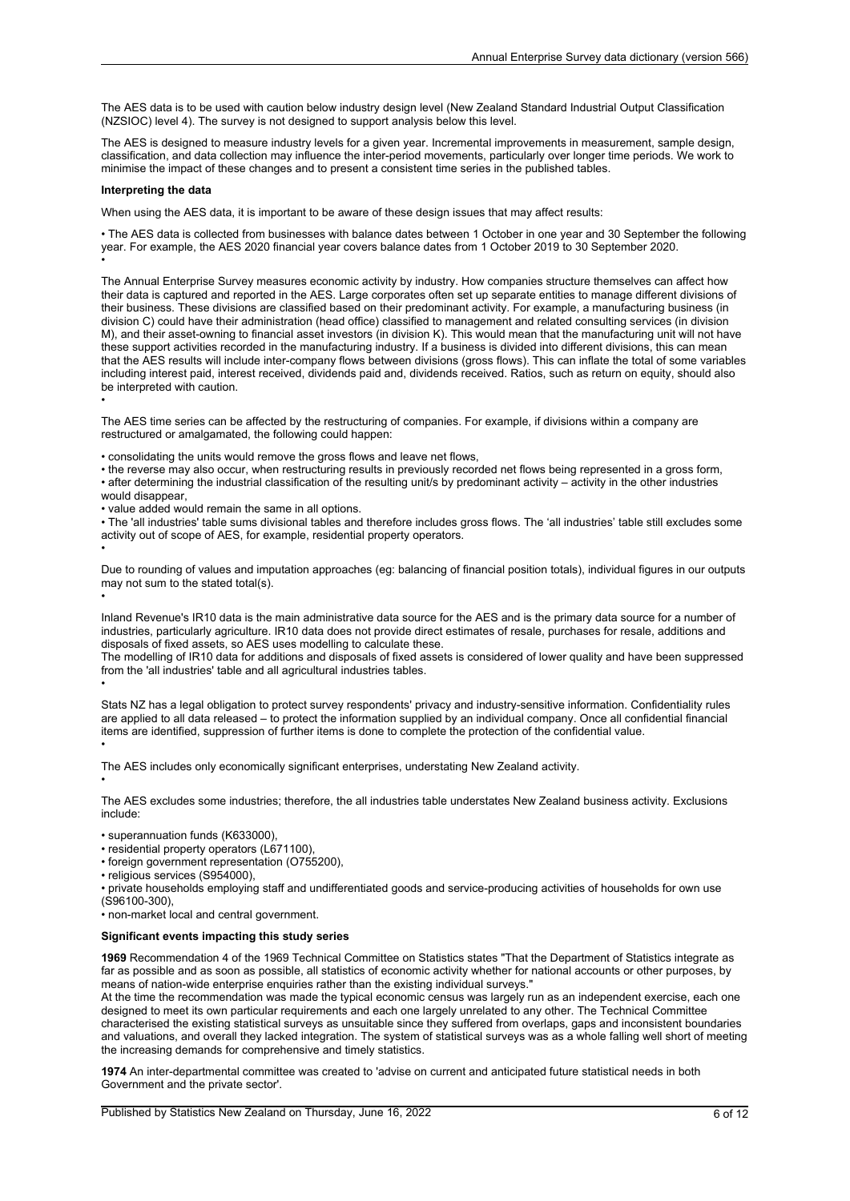The AES data is to be used with caution below industry design level (New Zealand Standard Industrial Output Classification (NZSIOC) level 4). The survey is not designed to support analysis below this level.

The AES is designed to measure industry levels for a given year. Incremental improvements in measurement, sample design, classification, and data collection may influence the inter-period movements, particularly over longer time periods. We work to minimise the impact of these changes and to present a consistent time series in the published tables.

**Interpreting the data**

When using the AES data, it is important to be aware of these design issues that may affect results:

• The AES data is collected from businesses with balance dates between 1 October in one year and 30 September the following year. For example, the AES 2020 financial year covers balance dates from 1 October 2019 to 30 September 2020.
•

The Annual Enterprise Survey measures economic activity by industry. How companies structure themselves can affect how their data is captured and reported in the AES. Large corporates often set up separate entities to manage different divisions of their business. These divisions are classified based on their predominant activity. For example, a manufacturing business (in division C) could have their administration (head office) classified to management and related consulting services (in division M), and their asset-owning to financial asset investors (in division K). This would mean that the manufacturing unit will not have these support activities recorded in the manufacturing industry. If a business is divided into different divisions, this can mean that the AES results will include inter-company flows between divisions (gross flows). This can inflate the total of some variables including interest paid, interest received, dividends paid and, dividends received. Ratios, such as return on equity, should also be interpreted with caution.
•

The AES time series can be affected by the restructuring of companies. For example, if divisions within a company are restructured or amalgamated, the following could happen:

• consolidating the units would remove the gross flows and leave net flows,
• the reverse may also occur, when restructuring results in previously recorded net flows being represented in a gross form,
• after determining the industrial classification of the resulting unit/s by predominant activity – activity in the other industries would disappear,
• value added would remain the same in all options.
• The 'all industries' table sums divisional tables and therefore includes gross flows. The 'all industries' table still excludes some activity out of scope of AES, for example, residential property operators.
•

Due to rounding of values and imputation approaches (eg: balancing of financial position totals), individual figures in our outputs may not sum to the stated total(s).
•

Inland Revenue's IR10 data is the main administrative data source for the AES and is the primary data source for a number of industries, particularly agriculture. IR10 data does not provide direct estimates of resale, purchases for resale, additions and disposals of fixed assets, so AES uses modelling to calculate these.
The modelling of IR10 data for additions and disposals of fixed assets is considered of lower quality and have been suppressed from the 'all industries' table and all agricultural industries tables.
•

Stats NZ has a legal obligation to protect survey respondents' privacy and industry-sensitive information. Confidentiality rules are applied to all data released – to protect the information supplied by an individual company. Once all confidential financial items are identified, suppression of further items is done to complete the protection of the confidential value.
•

The AES includes only economically significant enterprises, understating New Zealand activity.
•

The AES excludes some industries; therefore, the all industries table understates New Zealand business activity. Exclusions include:

• superannuation funds (K633000),
• residential property operators (L671100),
• foreign government representation (O755200),
• religious services (S954000),
• private households employing staff and undifferentiated goods and service-producing activities of households for own use (S96100-300),
• non-market local and central government.

**Significant events impacting this study series**

**1969** Recommendation 4 of the 1969 Technical Committee on Statistics states "That the Department of Statistics integrate as far as possible and as soon as possible, all statistics of economic activity whether for national accounts or other purposes, by means of nation-wide enterprise enquiries rather than the existing individual surveys."
At the time the recommendation was made the typical economic census was largely run as an independent exercise, each one designed to meet its own particular requirements and each one largely unrelated to any other. The Technical Committee characterised the existing statistical surveys as unsuitable since they suffered from overlaps, gaps and inconsistent boundaries and valuations, and overall they lacked integration. The system of statistical surveys was as a whole falling well short of meeting the increasing demands for comprehensive and timely statistics.

**1974** An inter-departmental committee was created to 'advise on current and anticipated future statistical needs in both Government and the private sector'.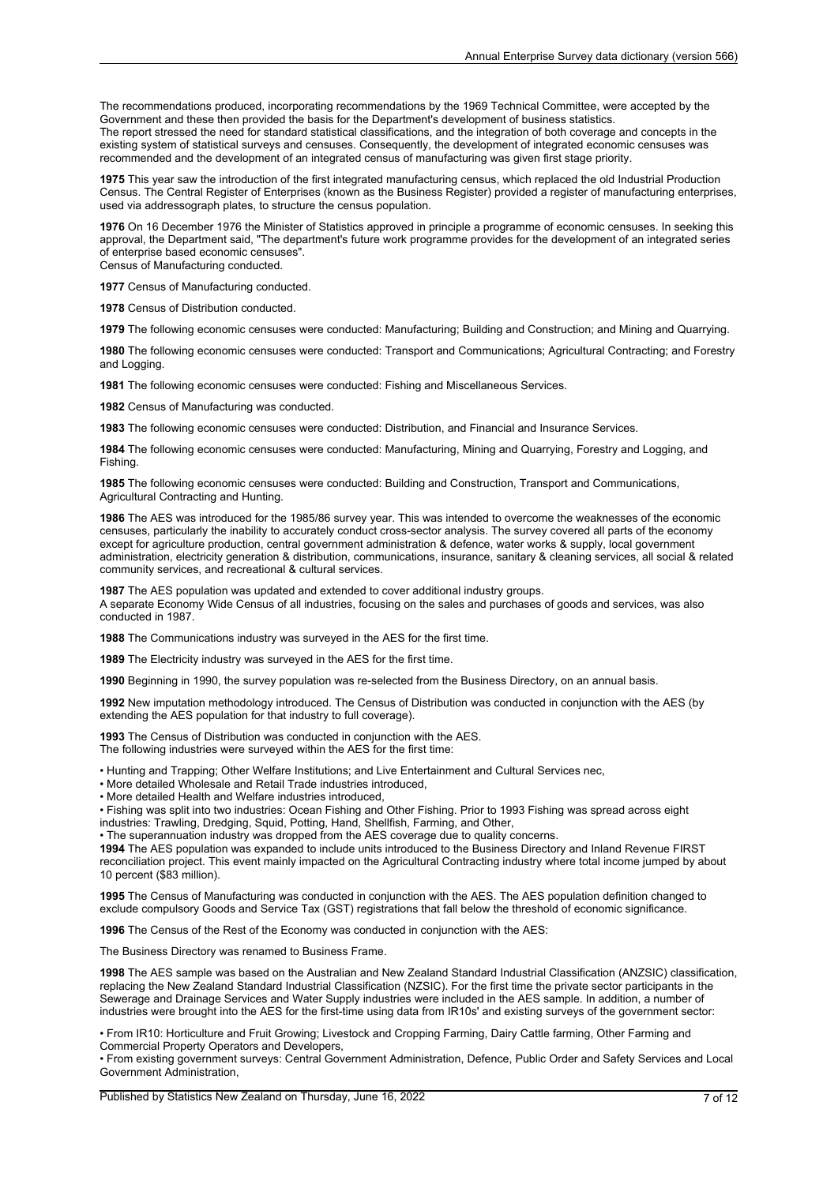The recommendations produced, incorporating recommendations by the 1969 Technical Committee, were accepted by the Government and these then provided the basis for the Department's development of business statistics.
The report stressed the need for standard statistical classifications, and the integration of both coverage and concepts in the existing system of statistical surveys and censuses. Consequently, the development of integrated economic censuses was recommended and the development of an integrated census of manufacturing was given first stage priority.

**1975** This year saw the introduction of the first integrated manufacturing census, which replaced the old Industrial Production Census. The Central Register of Enterprises (known as the Business Register) provided a register of manufacturing enterprises, used via addressograph plates, to structure the census population.

**1976** On 16 December 1976 the Minister of Statistics approved in principle a programme of economic censuses. In seeking this approval, the Department said, "The department's future work programme provides for the development of an integrated series of enterprise based economic censuses".
Census of Manufacturing conducted.

**1977** Census of Manufacturing conducted.

**1978** Census of Distribution conducted.

**1979** The following economic censuses were conducted: Manufacturing; Building and Construction; and Mining and Quarrying.

**1980** The following economic censuses were conducted: Transport and Communications; Agricultural Contracting; and Forestry and Logging.

**1981** The following economic censuses were conducted: Fishing and Miscellaneous Services.

**1982** Census of Manufacturing was conducted.

**1983** The following economic censuses were conducted: Distribution, and Financial and Insurance Services.

**1984** The following economic censuses were conducted: Manufacturing, Mining and Quarrying, Forestry and Logging, and Fishing.

**1985** The following economic censuses were conducted: Building and Construction, Transport and Communications, Agricultural Contracting and Hunting.

**1986** The AES was introduced for the 1985/86 survey year. This was intended to overcome the weaknesses of the economic censuses, particularly the inability to accurately conduct cross-sector analysis. The survey covered all parts of the economy except for agriculture production, central government administration & defence, water works & supply, local government administration, electricity generation & distribution, communications, insurance, sanitary & cleaning services, all social & related community services, and recreational & cultural services.

**1987** The AES population was updated and extended to cover additional industry groups.
A separate Economy Wide Census of all industries, focusing on the sales and purchases of goods and services, was also conducted in 1987.

**1988** The Communications industry was surveyed in the AES for the first time.

**1989** The Electricity industry was surveyed in the AES for the first time.

**1990** Beginning in 1990, the survey population was re-selected from the Business Directory, on an annual basis.

**1992** New imputation methodology introduced. The Census of Distribution was conducted in conjunction with the AES (by extending the AES population for that industry to full coverage).

**1993** The Census of Distribution was conducted in conjunction with the AES.
The following industries were surveyed within the AES for the first time:

- Hunting and Trapping; Other Welfare Institutions; and Live Entertainment and Cultural Services nec,
- More detailed Wholesale and Retail Trade industries introduced,
- More detailed Health and Welfare industries introduced,
- Fishing was split into two industries: Ocean Fishing and Other Fishing. Prior to 1993 Fishing was spread across eight industries: Trawling, Dredging, Squid, Potting, Hand, Shellfish, Farming, and Other,
- The superannuation industry was dropped from the AES coverage due to quality concerns.

**1994** The AES population was expanded to include units introduced to the Business Directory and Inland Revenue FIRST reconciliation project. This event mainly impacted on the Agricultural Contracting industry where total income jumped by about 10 percent ($83 million).

**1995** The Census of Manufacturing was conducted in conjunction with the AES. The AES population definition changed to exclude compulsory Goods and Service Tax (GST) registrations that fall below the threshold of economic significance.

**1996** The Census of the Rest of the Economy was conducted in conjunction with the AES:

The Business Directory was renamed to Business Frame.

**1998** The AES sample was based on the Australian and New Zealand Standard Industrial Classification (ANZSIC) classification, replacing the New Zealand Standard Industrial Classification (NZSIC). For the first time the private sector participants in the Sewerage and Drainage Services and Water Supply industries were included in the AES sample. In addition, a number of industries were brought into the AES for the first-time using data from IR10s' and existing surveys of the government sector:

- From IR10: Horticulture and Fruit Growing; Livestock and Cropping Farming, Dairy Cattle farming, Other Farming and Commercial Property Operators and Developers,
- From existing government surveys: Central Government Administration, Defence, Public Order and Safety Services and Local Government Administration,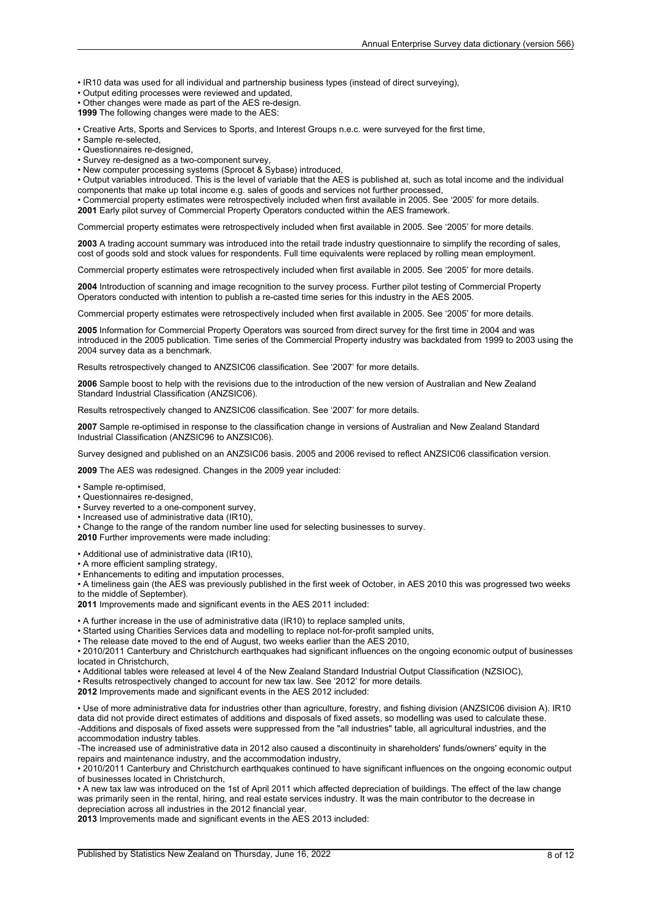- IR10 data was used for all individual and partnership business types (instead of direct surveying),
- Output editing processes were reviewed and updated,
- Other changes were made as part of the AES re-design.

**1999** The following changes were made to the AES:

- Creative Arts, Sports and Services to Sports, and Interest Groups n.e.c. were surveyed for the first time,
- Sample re-selected,
- Questionnaires re-designed,
- Survey re-designed as a two-component survey,
- New computer processing systems (Sprocet & Sybase) introduced,
- Output variables introduced. This is the level of variable that the AES is published at, such as total income and the individual components that make up total income e.g. sales of goods and services not further processed,
- Commercial property estimates were retrospectively included when first available in 2005. See '2005' for more details.

**2001** Early pilot survey of Commercial Property Operators conducted within the AES framework.

Commercial property estimates were retrospectively included when first available in 2005. See '2005' for more details.

**2003** A trading account summary was introduced into the retail trade industry questionnaire to simplify the recording of sales, cost of goods sold and stock values for respondents. Full time equivalents were replaced by rolling mean employment.

Commercial property estimates were retrospectively included when first available in 2005. See '2005' for more details.

**2004** Introduction of scanning and image recognition to the survey process. Further pilot testing of Commercial Property Operators conducted with intention to publish a re-casted time series for this industry in the AES 2005.

Commercial property estimates were retrospectively included when first available in 2005. See '2005' for more details.

**2005** Information for Commercial Property Operators was sourced from direct survey for the first time in 2004 and was introduced in the 2005 publication. Time series of the Commercial Property industry was backdated from 1999 to 2003 using the 2004 survey data as a benchmark.

Results retrospectively changed to ANZSIC06 classification. See '2007' for more details.

**2006** Sample boost to help with the revisions due to the introduction of the new version of Australian and New Zealand Standard Industrial Classification (ANZSIC06).

Results retrospectively changed to ANZSIC06 classification. See '2007' for more details.

**2007** Sample re-optimised in response to the classification change in versions of Australian and New Zealand Standard Industrial Classification (ANZSIC96 to ANZSIC06).

Survey designed and published on an ANZSIC06 basis. 2005 and 2006 revised to reflect ANZSIC06 classification version.

**2009** The AES was redesigned. Changes in the 2009 year included:

- Sample re-optimised,
- Questionnaires re-designed,
- Survey reverted to a one-component survey,
- Increased use of administrative data (IR10),
- Change to the range of the random number line used for selecting businesses to survey.

**2010** Further improvements were made including:

- Additional use of administrative data (IR10),
- A more efficient sampling strategy,
- Enhancements to editing and imputation processes,
- A timeliness gain (the AES was previously published in the first week of October, in AES 2010 this was progressed two weeks to the middle of September).

**2011** Improvements made and significant events in the AES 2011 included:

- A further increase in the use of administrative data (IR10) to replace sampled units,
- Started using Charities Services data and modelling to replace not-for-profit sampled units,
- The release date moved to the end of August, two weeks earlier than the AES 2010,
- 2010/2011 Canterbury and Christchurch earthquakes had significant influences on the ongoing economic output of businesses located in Christchurch,
- Additional tables were released at level 4 of the New Zealand Standard Industrial Output Classification (NZSIOC),
- Results retrospectively changed to account for new tax law. See '2012' for more details.

**2012** Improvements made and significant events in the AES 2012 included:

- Use of more administrative data for industries other than agriculture, forestry, and fishing division (ANZSIC06 division A). IR10 data did not provide direct estimates of additions and disposals of fixed assets, so modelling was used to calculate these.
  - Additions and disposals of fixed assets were suppressed from the "all industries" table, all agricultural industries, and the accommodation industry tables.
  - The increased use of administrative data in 2012 also caused a discontinuity in shareholders' funds/owners' equity in the repairs and maintenance industry, and the accommodation industry,
- 2010/2011 Canterbury and Christchurch earthquakes continued to have significant influences on the ongoing economic output of businesses located in Christchurch,
- A new tax law was introduced on the 1st of April 2011 which affected depreciation of buildings. The effect of the law change was primarily seen in the rental, hiring, and real estate services industry. It was the main contributor to the decrease in depreciation across all industries in the 2012 financial year.

**2013** Improvements made and significant events in the AES 2013 included: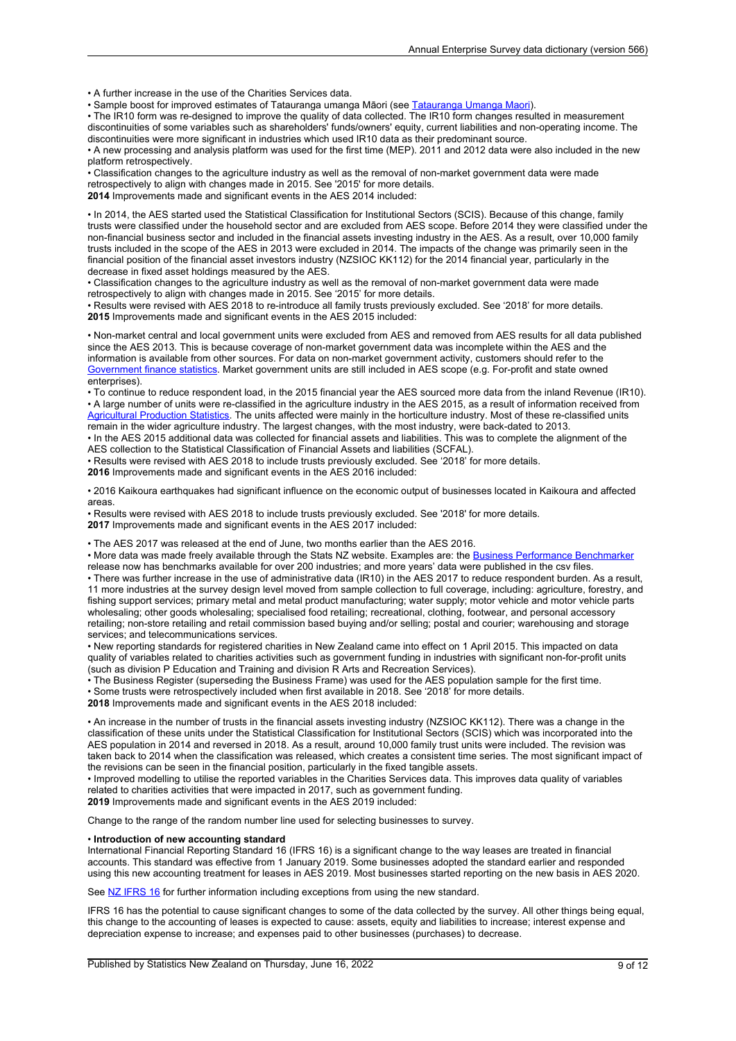• A further increase in the use of the Charities Services data.

• Sample boost for improved estimates of Tatauranga umanga Māori (see Tatauranga Umanga Maori).

• The IR10 form was re-designed to improve the quality of data collected. The IR10 form changes resulted in measurement discontinuities of some variables such as shareholders' funds/owners' equity, current liabilities and non-operating income. The discontinuities were more significant in industries which used IR10 data as their predominant source.

• A new processing and analysis platform was used for the first time (MEP). 2011 and 2012 data were also included in the new platform retrospectively.

• Classification changes to the agriculture industry as well as the removal of non-market government data were made retrospectively to align with changes made in 2015. See '2015' for more details.

**2014** Improvements made and significant events in the AES 2014 included:

• In 2014, the AES started used the Statistical Classification for Institutional Sectors (SCIS). Because of this change, family trusts were classified under the household sector and are excluded from AES scope. Before 2014 they were classified under the non-financial business sector and included in the financial assets investing industry in the AES. As a result, over 10,000 family trusts included in the scope of the AES in 2013 were excluded in 2014. The impacts of the change was primarily seen in the financial position of the financial asset investors industry (NZSIOC KK112) for the 2014 financial year, particularly in the decrease in fixed asset holdings measured by the AES.

• Classification changes to the agriculture industry as well as the removal of non-market government data were made retrospectively to align with changes made in 2015. See '2015' for more details.

• Results were revised with AES 2018 to re-introduce all family trusts previously excluded. See '2018' for more details.

**2015** Improvements made and significant events in the AES 2015 included:

• Non-market central and local government units were excluded from AES and removed from AES results for all data published since the AES 2013. This is because coverage of non-market government data was incomplete within the AES and the information is available from other sources. For data on non-market government activity, customers should refer to the Government finance statistics. Market government units are still included in AES scope (e.g. For-profit and state owned enterprises).

• To continue to reduce respondent load, in the 2015 financial year the AES sourced more data from the inland Revenue (IR10).

• A large number of units were re-classified in the agriculture industry in the AES 2015, as a result of information received from Agricultural Production Statistics. The units affected were mainly in the horticulture industry. Most of these re-classified units remain in the wider agriculture industry. The largest changes, with the most industry, were back-dated to 2013.

• In the AES 2015 additional data was collected for financial assets and liabilities. This was to complete the alignment of the AES collection to the Statistical Classification of Financial Assets and liabilities (SCFAL).

• Results were revised with AES 2018 to include trusts previously excluded. See '2018' for more details.

**2016** Improvements made and significant events in the AES 2016 included:

• 2016 Kaikoura earthquakes had significant influence on the economic output of businesses located in Kaikoura and affected areas.

• Results were revised with AES 2018 to include trusts previously excluded. See '2018' for more details.

**2017** Improvements made and significant events in the AES 2017 included:

• The AES 2017 was released at the end of June, two months earlier than the AES 2016.

• More data was made freely available through the Stats NZ website. Examples are: the Business Performance Benchmarker release now has benchmarks available for over 200 industries; and more years' data were published in the csv files.

• There was further increase in the use of administrative data (IR10) in the AES 2017 to reduce respondent burden. As a result, 11 more industries at the survey design level moved from sample collection to full coverage, including: agriculture, forestry, and fishing support services; primary metal and metal product manufacturing; water supply; motor vehicle and motor vehicle parts wholesaling; other goods wholesaling; specialised food retailing; recreational, clothing, footwear, and personal accessory retailing; non-store retailing and retail commission based buying and/or selling; postal and courier; warehousing and storage services; and telecommunications services.

• New reporting standards for registered charities in New Zealand came into effect on 1 April 2015. This impacted on data quality of variables related to charities activities such as government funding in industries with significant non-for-profit units (such as division P Education and Training and division R Arts and Recreation Services).

• The Business Register (superseding the Business Frame) was used for the AES population sample for the first time.

• Some trusts were retrospectively included when first available in 2018. See '2018' for more details.

**2018** Improvements made and significant events in the AES 2018 included:

• An increase in the number of trusts in the financial assets investing industry (NZSIOC KK112). There was a change in the classification of these units under the Statistical Classification for Institutional Sectors (SCIS) which was incorporated into the AES population in 2014 and reversed in 2018. As a result, around 10,000 family trust units were included. The revision was taken back to 2014 when the classification was released, which creates a consistent time series. The most significant impact of the revisions can be seen in the financial position, particularly in the fixed tangible assets.

• Improved modelling to utilise the reported variables in the Charities Services data. This improves data quality of variables related to charities activities that were impacted in 2017, such as government funding.

**2019** Improvements made and significant events in the AES 2019 included:

Change to the range of the random number line used for selecting businesses to survey.

• **Introduction of new accounting standard**

International Financial Reporting Standard 16 (IFRS 16) is a significant change to the way leases are treated in financial accounts. This standard was effective from 1 January 2019. Some businesses adopted the standard earlier and responded using this new accounting treatment for leases in AES 2019. Most businesses started reporting on the new basis in AES 2020.

See NZ IFRS 16 for further information including exceptions from using the new standard.

IFRS 16 has the potential to cause significant changes to some of the data collected by the survey. All other things being equal, this change to the accounting of leases is expected to cause: assets, equity and liabilities to increase; interest expense and depreciation expense to increase; and expenses paid to other businesses (purchases) to decrease.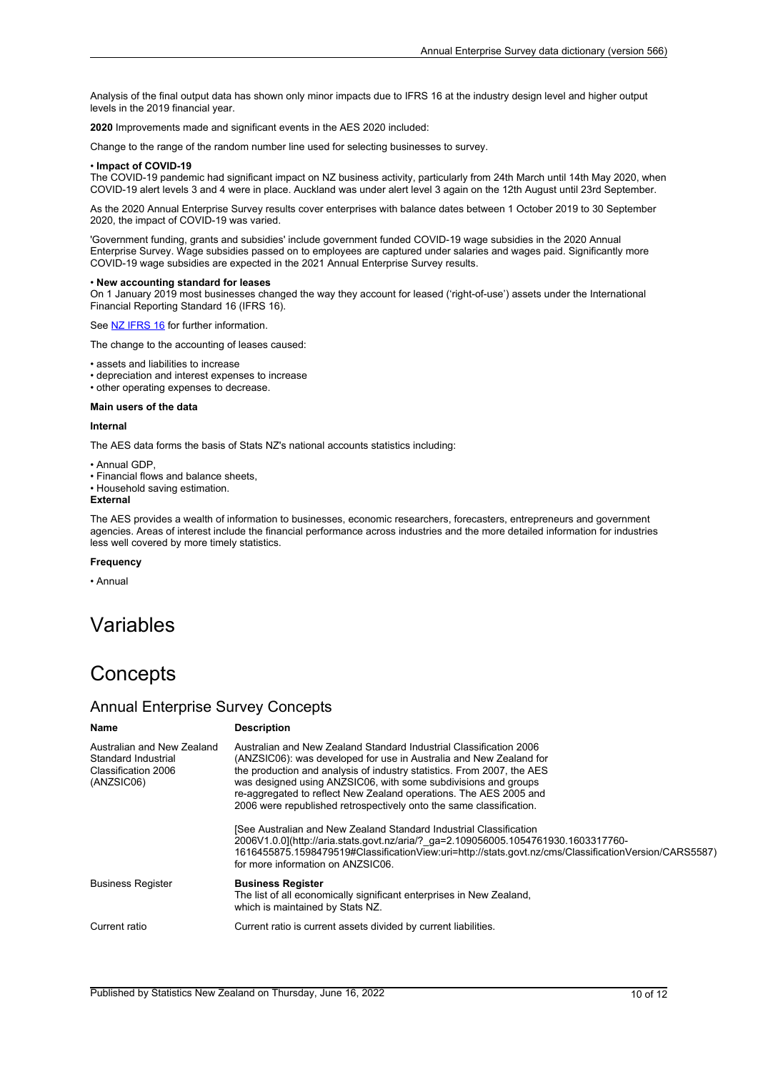Analysis of the final output data has shown only minor impacts due to IFRS 16 at the industry design level and higher output levels in the 2019 financial year.

**2020** Improvements made and significant events in the AES 2020 included:

Change to the range of the random number line used for selecting businesses to survey.

• **Impact of COVID-19**
The COVID-19 pandemic had significant impact on NZ business activity, particularly from 24th March until 14th May 2020, when COVID-19 alert levels 3 and 4 were in place. Auckland was under alert level 3 again on the 12th August until 23rd September.

As the 2020 Annual Enterprise Survey results cover enterprises with balance dates between 1 October 2019 to 30 September 2020, the impact of COVID-19 was varied.

'Government funding, grants and subsidies' include government funded COVID-19 wage subsidies in the 2020 Annual Enterprise Survey. Wage subsidies passed on to employees are captured under salaries and wages paid. Significantly more COVID-19 wage subsidies are expected in the 2021 Annual Enterprise Survey results.

• **New accounting standard for leases**
On 1 January 2019 most businesses changed the way they account for leased ('right-of-use') assets under the International Financial Reporting Standard 16 (IFRS 16).

See NZ IFRS 16 for further information.

The change to the accounting of leases caused:

- assets and liabilities to increase
- depreciation and interest expenses to increase
- other operating expenses to decrease.

**Main users of the data**

**Internal**

The AES data forms the basis of Stats NZ's national accounts statistics including:

- Annual GDP,
- Financial flows and balance sheets,
- Household saving estimation.

**External**

The AES provides a wealth of information to businesses, economic researchers, forecasters, entrepreneurs and government agencies. Areas of interest include the financial performance across industries and the more detailed information for industries less well covered by more timely statistics.

**Frequency**

- Annual

# Variables

# Concepts

## Annual Enterprise Survey Concepts

| Name | Description |
| --- | --- |
| Australian and New Zealand Standard Industrial Classification 2006 (ANZSIC06) | Australian and New Zealand Standard Industrial Classification 2006 (ANZSIC06): was developed for use in Australia and New Zealand for the production and analysis of industry statistics. From 2007, the AES was designed using ANZSIC06, with some subdivisions and groups re-aggregated to reflect New Zealand operations. The AES 2005 and 2006 were republished retrospectively onto the same classification.<br><br>[See Australian and New Zealand Standard Industrial Classification 2006V1.0.0](http://aria.stats.govt.nz/aria/?_ga=2.109056005.1054761930.1603317760-1616455875.1598479519#ClassificationView:uri=http://stats.govt.nz/cms/ClassificationVersion/CARS5587) for more information on ANZSIC06. |
| Business Register | **Business Register**<br>The list of all economically significant enterprises in New Zealand, which is maintained by Stats NZ. |
| Current ratio | Current ratio is current assets divided by current liabilities. |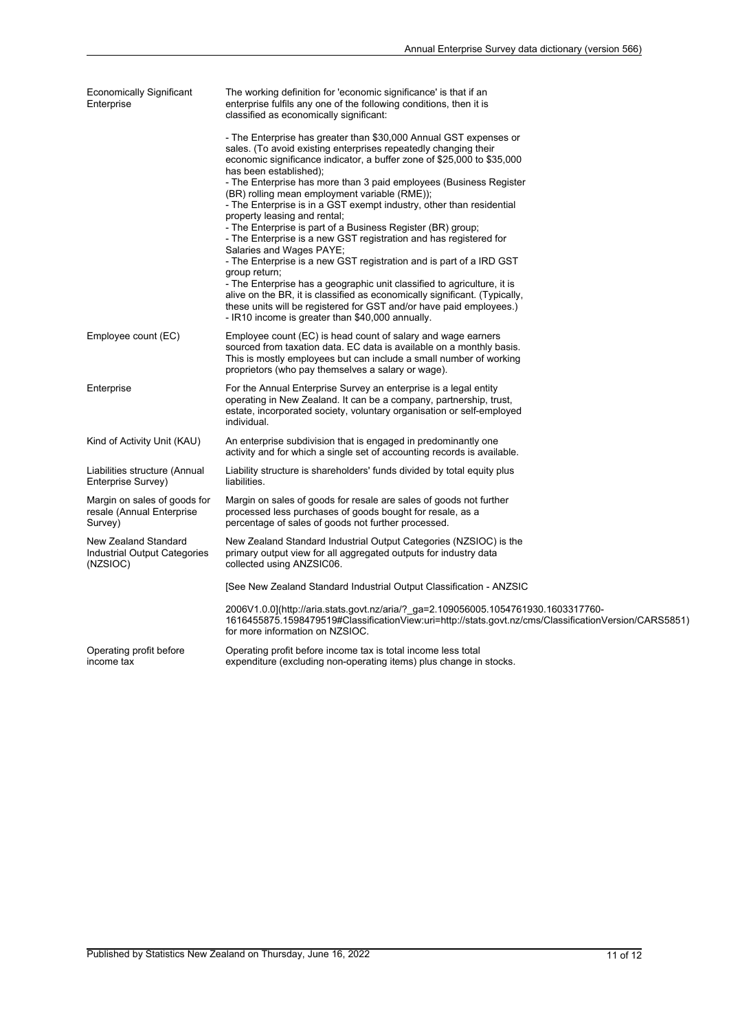| | |
|---|---|
| Economically Significant Enterprise | The working definition for 'economic significance' is that if an enterprise fulfils any one of the following conditions, then it is classified as economically significant:<br><br>- The Enterprise has greater than $30,000 Annual GST expenses or sales. (To avoid existing enterprises repeatedly changing their economic significance indicator, a buffer zone of $25,000 to $35,000 has been established);<br>- The Enterprise has more than 3 paid employees (Business Register (BR) rolling mean employment variable (RME));<br>- The Enterprise is in a GST exempt industry, other than residential property leasing and rental;<br>- The Enterprise is part of a Business Register (BR) group;<br>- The Enterprise is a new GST registration and has registered for Salaries and Wages PAYE;<br>- The Enterprise is a new GST registration and is part of a IRD GST group return;<br>- The Enterprise has a geographic unit classified to agriculture, it is alive on the BR, it is classified as economically significant. (Typically, these units will be registered for GST and/or have paid employees.)<br>- IR10 income is greater than $40,000 annually. |
| Employee count (EC) | Employee count (EC) is head count of salary and wage earners sourced from taxation data. EC data is available on a monthly basis. This is mostly employees but can include a small number of working proprietors (who pay themselves a salary or wage). |
| Enterprise | For the Annual Enterprise Survey an enterprise is a legal entity operating in New Zealand. It can be a company, partnership, trust, estate, incorporated society, voluntary organisation or self-employed individual. |
| Kind of Activity Unit (KAU) | An enterprise subdivision that is engaged in predominantly one activity and for which a single set of accounting records is available. |
| Liabilities structure (Annual Enterprise Survey) | Liability structure is shareholders' funds divided by total equity plus liabilities. |
| Margin on sales of goods for resale (Annual Enterprise Survey) | Margin on sales of goods for resale are sales of goods not further processed less purchases of goods bought for resale, as a percentage of sales of goods not further processed. |
| New Zealand Standard Industrial Output Categories (NZSIOC) | New Zealand Standard Industrial Output Categories (NZSIOC) is the primary output view for all aggregated outputs for industry data collected using ANZSIC06.<br><br>[See New Zealand Standard Industrial Output Classification - ANZSIC<br><br>2006V1.0.0](http://aria.stats.govt.nz/aria/?_ga=2.109056005.1054761930.1603317760-1616455875.1598479519#ClassificationView:uri=http://stats.govt.nz/cms/ClassificationVersion/CARS5851) for more information on NZSIOC. |
| Operating profit before income tax | Operating profit before income tax is total income less total expenditure (excluding non-operating items) plus change in stocks. |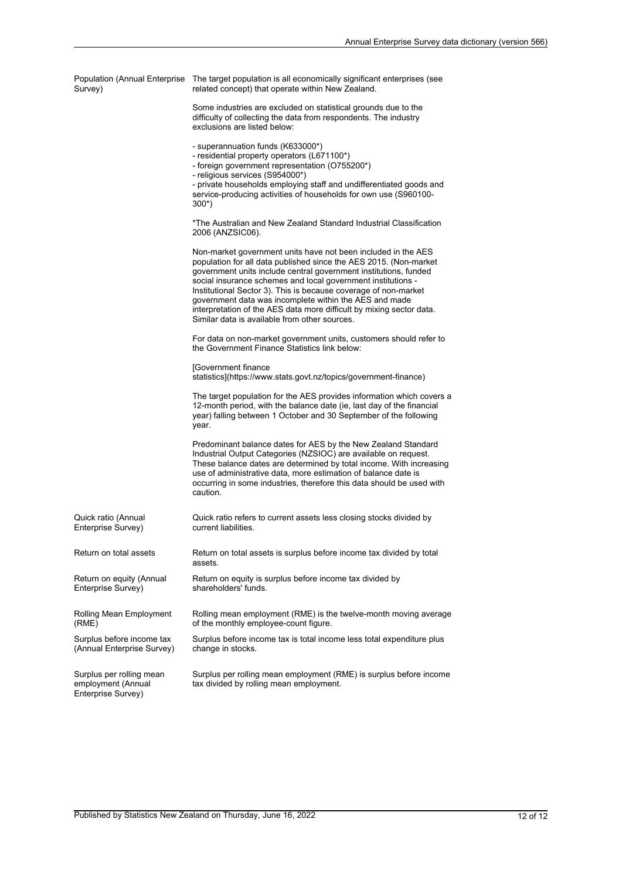| | |
|---|---|
| Population (Annual Enterprise Survey) | The target population is all economically significant enterprises (see related concept) that operate within New Zealand.<br><br>Some industries are excluded on statistical grounds due to the difficulty of collecting the data from respondents. The industry exclusions are listed below:<br><br>- superannuation funds (K633000*)<br>- residential property operators (L671100*)<br>- foreign government representation (O755200*)<br>- religious services (S954000*)<br>- private households employing staff and undifferentiated goods and service-producing activities of households for own use (S960100-300*)<br><br>*The Australian and New Zealand Standard Industrial Classification 2006 (ANZSIC06).<br><br>Non-market government units have not been included in the AES population for all data published since the AES 2015. (Non-market government units include central government institutions, funded social insurance schemes and local government institutions - Institutional Sector 3). This is because coverage of non-market government data was incomplete within the AES and made interpretation of the AES data more difficult by mixing sector data. Similar data is available from other sources.<br><br>For data on non-market government units, customers should refer to the Government Finance Statistics link below:<br><br>[Government finance statistics](https://www.stats.govt.nz/topics/government-finance)<br><br>The target population for the AES provides information which covers a 12-month period, with the balance date (ie, last day of the financial year) falling between 1 October and 30 September of the following year.<br><br>Predominant balance dates for AES by the New Zealand Standard Industrial Output Categories (NZSIOC) are available on request. These balance dates are determined by total income. With increasing use of administrative data, more estimation of balance date is occurring in some industries, therefore this data should be used with caution. |
| Quick ratio (Annual Enterprise Survey) | Quick ratio refers to current assets less closing stocks divided by current liabilities. |
| Return on total assets | Return on total assets is surplus before income tax divided by total assets. |
| Return on equity (Annual Enterprise Survey) | Return on equity is surplus before income tax divided by shareholders' funds. |
| Rolling Mean Employment (RME) | Rolling mean employment (RME) is the twelve-month moving average of the monthly employee-count figure. |
| Surplus before income tax (Annual Enterprise Survey) | Surplus before income tax is total income less total expenditure plus change in stocks. |
| Surplus per rolling mean employment (Annual Enterprise Survey) | Surplus per rolling mean employment (RME) is surplus before income tax divided by rolling mean employment. |